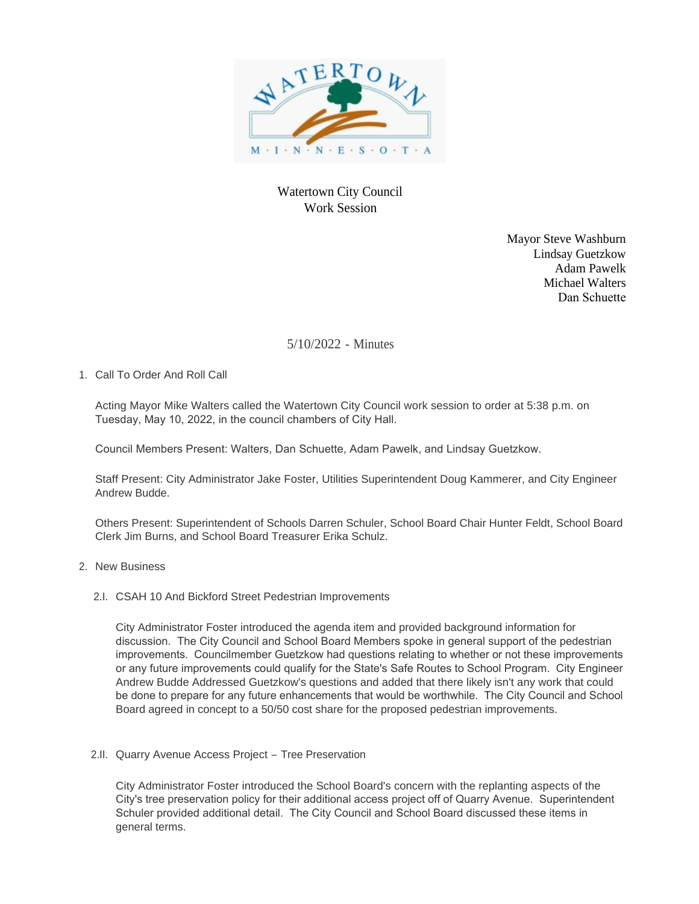Watertown City Council
Work Session

Mayor Steve Washburn
Lindsay Guetzkow
Adam Pawelk
Michael Walters
Dan Schuette

5/10/2022 - Minutes

1. Call To Order And Roll Call

   Acting Mayor Mike Walters called the Watertown City Council work session to order at 5:38 p.m. on Tuesday, May 10, 2022, in the council chambers of City Hall.

   Council Members Present: Walters, Dan Schuette, Adam Pawelk, and Lindsay Guetzkow.

   Staff Present: City Administrator Jake Foster, Utilities Superintendent Doug Kammerer, and City Engineer Andrew Budde.

   Others Present: Superintendent of Schools Darren Schuler, School Board Chair Hunter Feldt, School Board Clerk Jim Burns, and School Board Treasurer Erika Schulz.

2. New Business

   2.I. CSAH 10 And Bickford Street Pedestrian Improvements

   City Administrator Foster introduced the agenda item and provided background information for discussion. The City Council and School Board Members spoke in general support of the pedestrian improvements. Councilmember Guetzkow had questions relating to whether or not these improvements or any future improvements could qualify for the State's Safe Routes to School Program. City Engineer Andrew Budde Addressed Guetzkow's questions and added that there likely isn't any work that could be done to prepare for any future enhancements that would be worthwhile. The City Council and School Board agreed in concept to a 50/50 cost share for the proposed pedestrian improvements.

   2.II. Quarry Avenue Access Project – Tree Preservation

   City Administrator Foster introduced the School Board's concern with the replanting aspects of the City's tree preservation policy for their additional access project off of Quarry Avenue. Superintendent Schuler provided additional detail. The City Council and School Board discussed these items in general terms.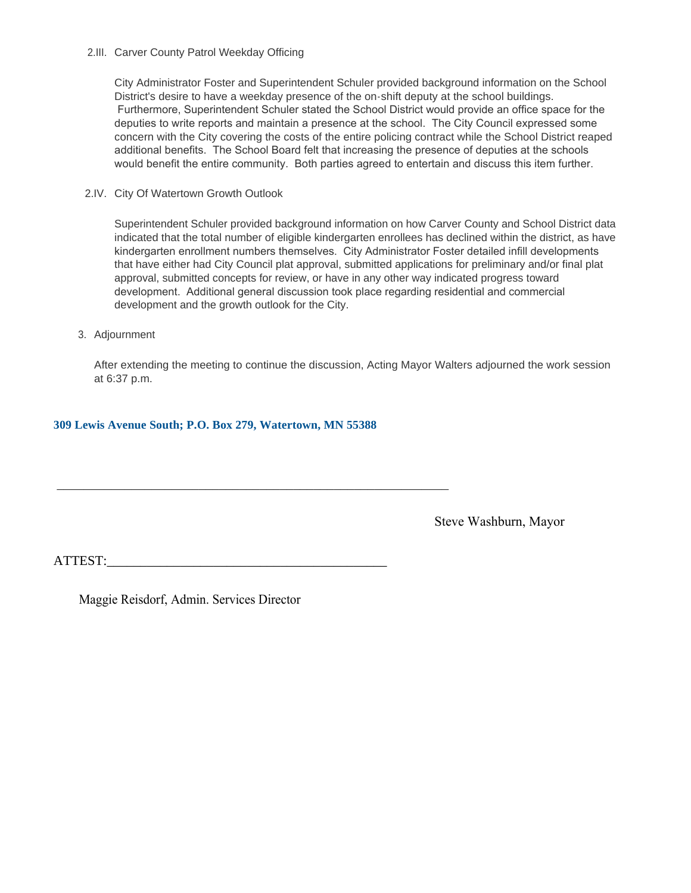2.III. Carver County Patrol Weekday Officing

City Administrator Foster and Superintendent Schuler provided background information on the School District's desire to have a weekday presence of the on-shift deputy at the school buildings. Furthermore, Superintendent Schuler stated the School District would provide an office space for the deputies to write reports and maintain a presence at the school. The City Council expressed some concern with the City covering the costs of the entire policing contract while the School District reaped additional benefits. The School Board felt that increasing the presence of deputies at the schools would benefit the entire community. Both parties agreed to entertain and discuss this item further.

2.IV. City Of Watertown Growth Outlook

Superintendent Schuler provided background information on how Carver County and School District data indicated that the total number of eligible kindergarten enrollees has declined within the district, as have kindergarten enrollment numbers themselves. City Administrator Foster detailed infill developments that have either had City Council plat approval, submitted applications for preliminary and/or final plat approval, submitted concepts for review, or have in any other way indicated progress toward development. Additional general discussion took place regarding residential and commercial development and the growth outlook for the City.

3. Adjournment

After extending the meeting to continue the discussion, Acting Mayor Walters adjourned the work session at 6:37 p.m.

**309 Lewis Avenue South; P.O. Box 279, Watertown, MN 55388**

_____________________________________________________________

Steve Washburn, Mayor

ATTEST:__________________________________________

Maggie Reisdorf, Admin. Services Director